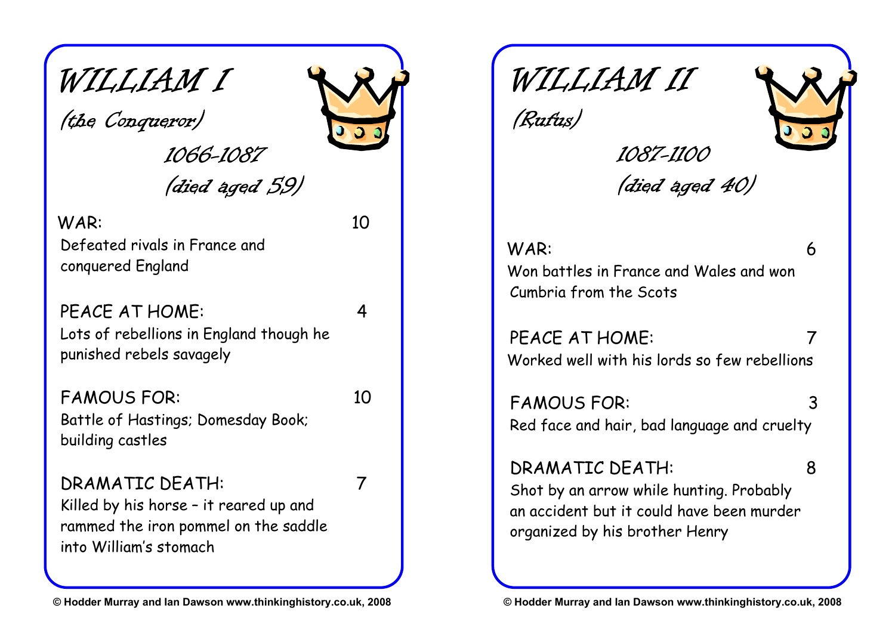# WILLIAM I

*(the Conqueror)*

*1066-1087*

*(died aged 59)*

WAR: 10

Defeated rivals in France and conquered England

PEACE AT HOME: 4

Lots of rebellions in England though he punished rebels savagely

FAMOUS FOR: 10

Battle of Hastings; Domesday Book; building castles

DRAMATIC DEATH: 7

Killed by his horse – it reared up and rammed the iron pommel on the saddle into William's stomach

© Hodder Murray and Ian Dawson www.thinkinghistory.co.uk, 2008

# WILLIAM II

*(Rufus)*

*1087-1100*

*(died aged 40)*

WAR: 6

Won battles in France and Wales and won Cumbria from the Scots

PEACE AT HOME: 7

Worked well with his lords so few rebellions

FAMOUS FOR: 3

Red face and hair, bad language and cruelty

DRAMATIC DEATH: 8

Shot by an arrow while hunting. Probably an accident but it could have been murder organized by his brother Henry

© Hodder Murray and Ian Dawson www.thinkinghistory.co.uk, 2008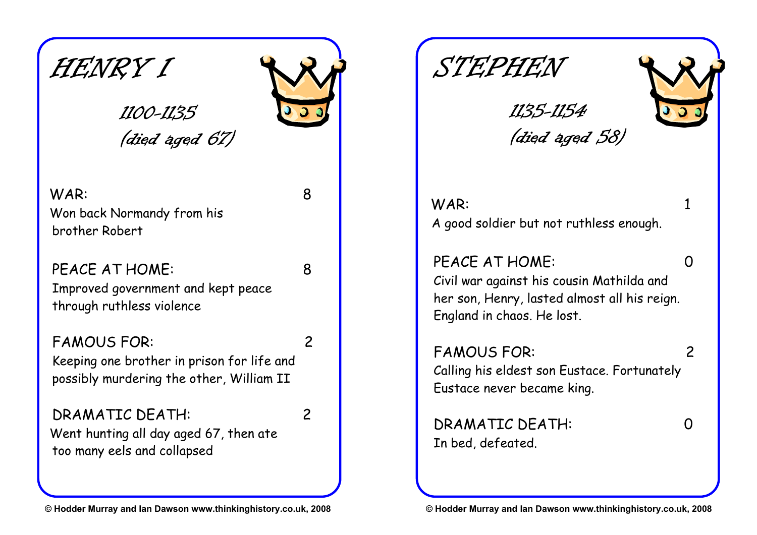## HENRY I

*1100-1135*
*(died aged 67)*

WAR: 8
Won back Normandy from his brother Robert

PEACE AT HOME: 8
Improved government and kept peace through ruthless violence

FAMOUS FOR: 2
Keeping one brother in prison for life and possibly murdering the other, William II

DRAMATIC DEATH: 2
Went hunting all day aged 67, then ate too many eels and collapsed

© Hodder Murray and Ian Dawson www.thinkinghistory.co.uk, 2008

## STEPHEN

*1135-1154*
*(died aged 58)*

WAR: 1
A good soldier but not ruthless enough.

PEACE AT HOME: 0
Civil war against his cousin Mathilda and her son, Henry, lasted almost all his reign. England in chaos. He lost.

FAMOUS FOR: 2
Calling his eldest son Eustace. Fortunately Eustace never became king.

DRAMATIC DEATH: 0
In bed, defeated.

© Hodder Murray and Ian Dawson www.thinkinghistory.co.uk, 2008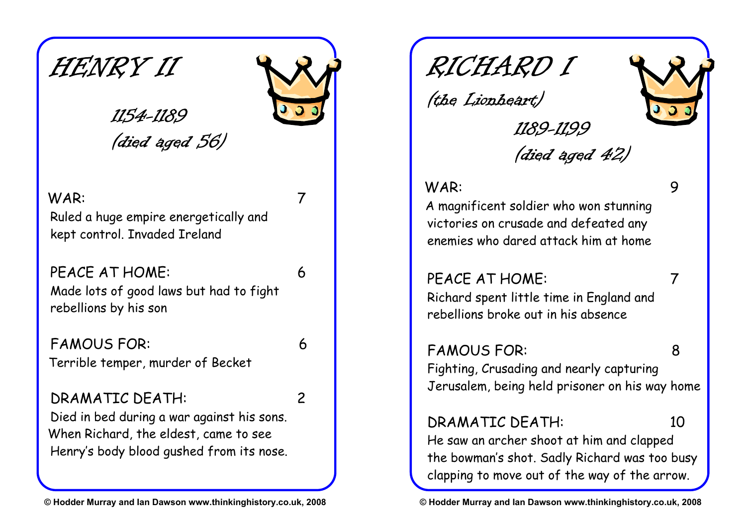# HENRY II

*1154-1189*
*(died aged 56)*

WAR: 7
Ruled a huge empire energetically and kept control. Invaded Ireland

PEACE AT HOME: 6
Made lots of good laws but had to fight rebellions by his son

FAMOUS FOR: 6
Terrible temper, murder of Becket

DRAMATIC DEATH: 2
Died in bed during a war against his sons. When Richard, the eldest, came to see Henry's body blood gushed from its nose.

© Hodder Murray and Ian Dawson www.thinkinghistory.co.uk, 2008

# RICHARD I

*(the Lionheart)*

*1189-1199*
*(died aged 42)*

WAR: 9
A magnificent soldier who won stunning victories on crusade and defeated any enemies who dared attack him at home

PEACE AT HOME: 7
Richard spent little time in England and rebellions broke out in his absence

FAMOUS FOR: 8
Fighting, Crusading and nearly capturing Jerusalem, being held prisoner on his way home

DRAMATIC DEATH: 10
He saw an archer shoot at him and clapped the bowman's shot. Sadly Richard was too busy clapping to move out of the way of the arrow.

© Hodder Murray and Ian Dawson www.thinkinghistory.co.uk, 2008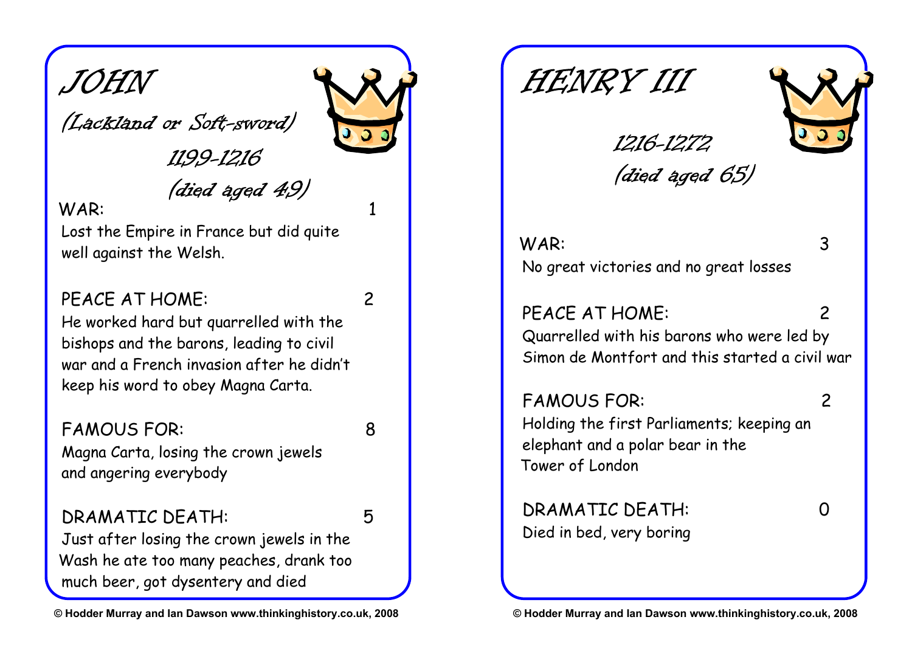# JOHN

*(Lackland or Soft-sword)*

*1199-1216*

*(died aged 49)*

WAR: 1

Lost the Empire in France but did quite well against the Welsh.

PEACE AT HOME: 2

He worked hard but quarrelled with the bishops and the barons, leading to civil war and a French invasion after he didn't keep his word to obey Magna Carta.

FAMOUS FOR: 8

Magna Carta, losing the crown jewels and angering everybody

DRAMATIC DEATH: 5

Just after losing the crown jewels in the Wash he ate too many peaches, drank too much beer, got dysentery and died

**© Hodder Murray and Ian Dawson www.thinkinghistory.co.uk, 2008**

# HENRY III

*1216-1272*

*(died aged 65)*

WAR: 3

No great victories and no great losses

PEACE AT HOME: 2

Quarrelled with his barons who were led by Simon de Montfort and this started a civil war

FAMOUS FOR: 2

Holding the first Parliaments; keeping an elephant and a polar bear in the Tower of London

DRAMATIC DEATH: 0

Died in bed, very boring

**© Hodder Murray and Ian Dawson www.thinkinghistory.co.uk, 2008**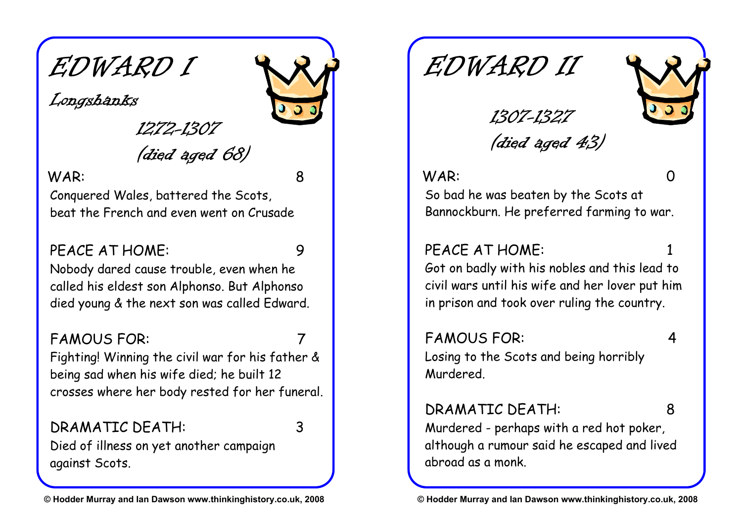# EDWARD I

*Longshanks*

*1272-1307*

*(died aged 68)*

WAR: 8

Conquered Wales, battered the Scots, beat the French and even went on Crusade

PEACE AT HOME: 9

Nobody dared cause trouble, even when he called his eldest son Alphonso. But Alphonso died young & the next son was called Edward.

FAMOUS FOR: 7

Fighting! Winning the civil war for his father & being sad when his wife died; he built 12 crosses where her body rested for her funeral.

DRAMATIC DEATH: 3

Died of illness on yet another campaign against Scots.

© Hodder Murray and Ian Dawson www.thinkinghistory.co.uk, 2008

# EDWARD II

*1307-1327*

*(died aged 43)*

WAR: 0

So bad he was beaten by the Scots at Bannockburn. He preferred farming to war.

PEACE AT HOME: 1

Got on badly with his nobles and this lead to civil wars until his wife and her lover put him in prison and took over ruling the country.

FAMOUS FOR: 4

Losing to the Scots and being horribly Murdered.

DRAMATIC DEATH: 8

Murdered - perhaps with a red hot poker, although a rumour said he escaped and lived abroad as a monk.

© Hodder Murray and Ian Dawson www.thinkinghistory.co.uk, 2008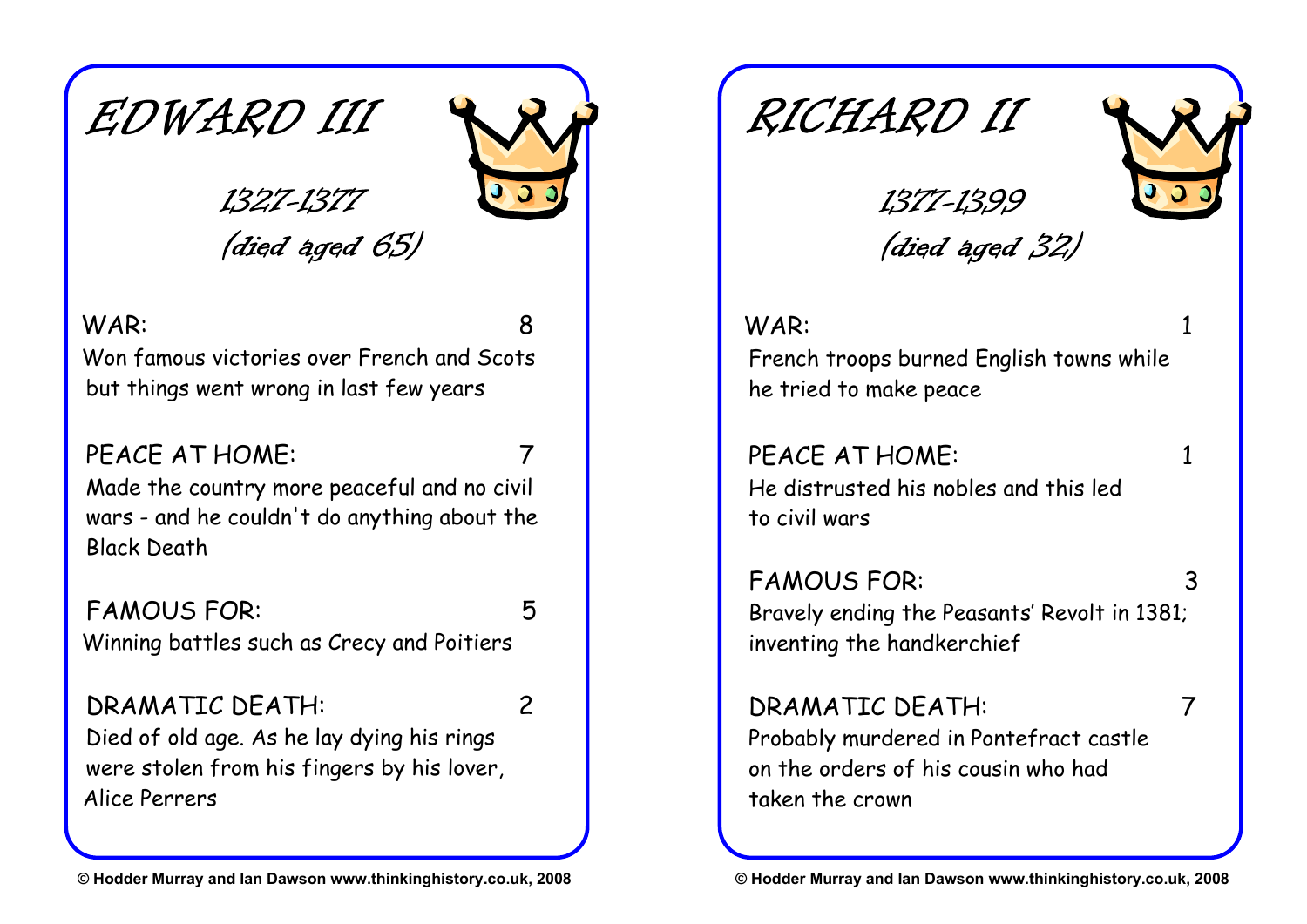## EDWARD III

*1327-1377*
*(died aged 65)*

WAR: 8
Won famous victories over French and Scots but things went wrong in last few years

PEACE AT HOME: 7
Made the country more peaceful and no civil wars - and he couldn't do anything about the Black Death

FAMOUS FOR: 5
Winning battles such as Crecy and Poitiers

DRAMATIC DEATH: 2
Died of old age. As he lay dying his rings were stolen from his fingers by his lover, Alice Perrers

© Hodder Murray and Ian Dawson www.thinkinghistory.co.uk, 2008

## RICHARD II

*1377-1399*
*(died aged 32)*

WAR: 1
French troops burned English towns while he tried to make peace

PEACE AT HOME: 1
He distrusted his nobles and this led to civil wars

FAMOUS FOR: 3
Bravely ending the Peasants' Revolt in 1381; inventing the handkerchief

DRAMATIC DEATH: 7
Probably murdered in Pontefract castle on the orders of his cousin who had taken the crown

© Hodder Murray and Ian Dawson www.thinkinghistory.co.uk, 2008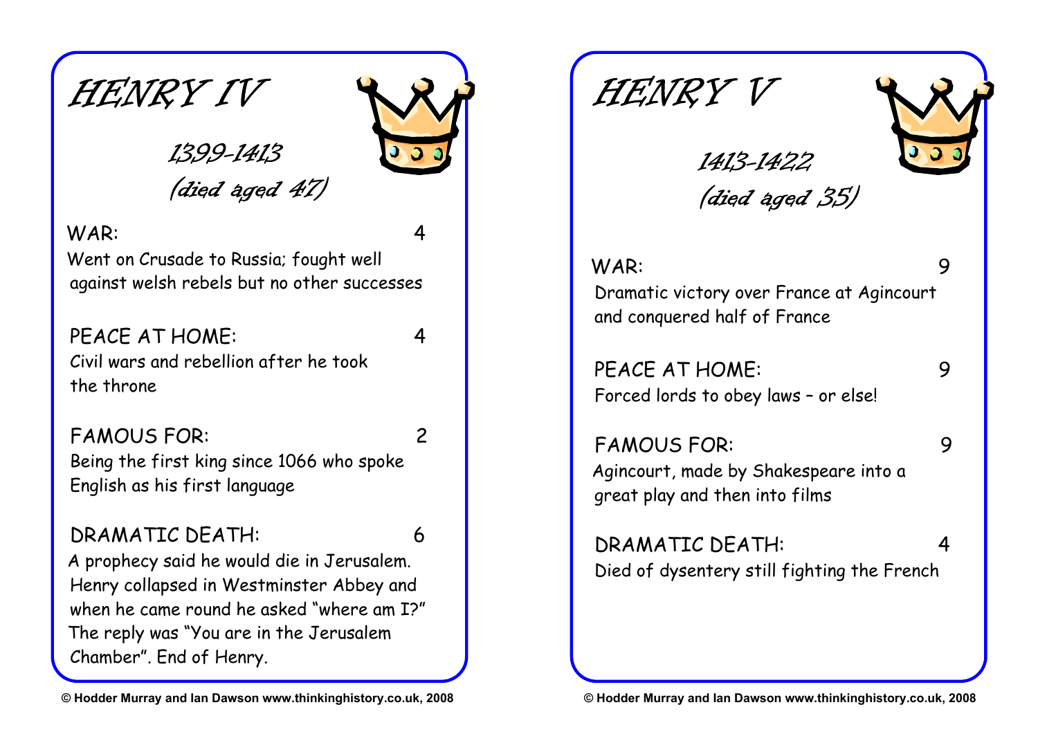# HENRY IV

*1399-1413*

*(died aged 47)*

WAR: 4

Went on Crusade to Russia; fought well against welsh rebels but no other successes

PEACE AT HOME: 4

Civil wars and rebellion after he took the throne

FAMOUS FOR: 2

Being the first king since 1066 who spoke English as his first language

DRAMATIC DEATH: 6

A prophecy said he would die in Jerusalem. Henry collapsed in Westminster Abbey and when he came round he asked "where am I?" The reply was "You are in the Jerusalem Chamber". End of Henry.

© Hodder Murray and Ian Dawson www.thinkinghistory.co.uk, 2008

# HENRY V

*1413-1422*

*(died aged 35)*

WAR: 9

Dramatic victory over France at Agincourt and conquered half of France

PEACE AT HOME: 9

Forced lords to obey laws – or else!

FAMOUS FOR: 9

Agincourt, made by Shakespeare into a great play and then into films

DRAMATIC DEATH: 4

Died of dysentery still fighting the French

© Hodder Murray and Ian Dawson www.thinkinghistory.co.uk, 2008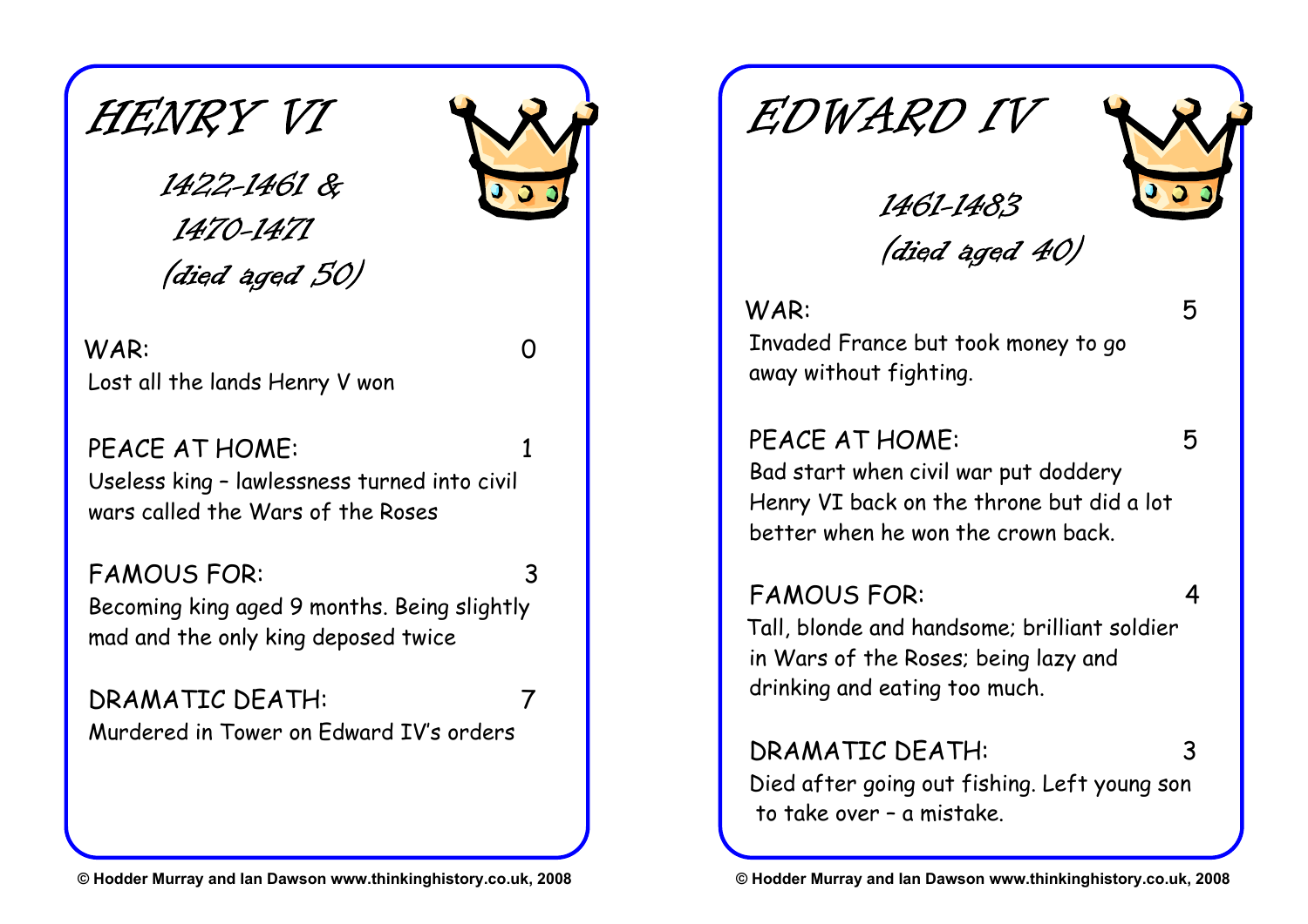# HENRY VI

*1422-1461 &*
*1470-1471*
*(died aged 50)*

WAR: 0

Lost all the lands Henry V won

PEACE AT HOME: 1

Useless king – lawlessness turned into civil wars called the Wars of the Roses

FAMOUS FOR: 3

Becoming king aged 9 months. Being slightly mad and the only king deposed twice

DRAMATIC DEATH: 7

Murdered in Tower on Edward IV's orders

© Hodder Murray and Ian Dawson www.thinkinghistory.co.uk, 2008

# EDWARD IV

*1461-1483*
*(died aged 40)*

WAR: 5

Invaded France but took money to go away without fighting.

PEACE AT HOME: 5

Bad start when civil war put doddery Henry VI back on the throne but did a lot better when he won the crown back.

FAMOUS FOR: 4

Tall, blonde and handsome; brilliant soldier in Wars of the Roses; being lazy and drinking and eating too much.

DRAMATIC DEATH: 3

Died after going out fishing. Left young son to take over – a mistake.

© Hodder Murray and Ian Dawson www.thinkinghistory.co.uk, 2008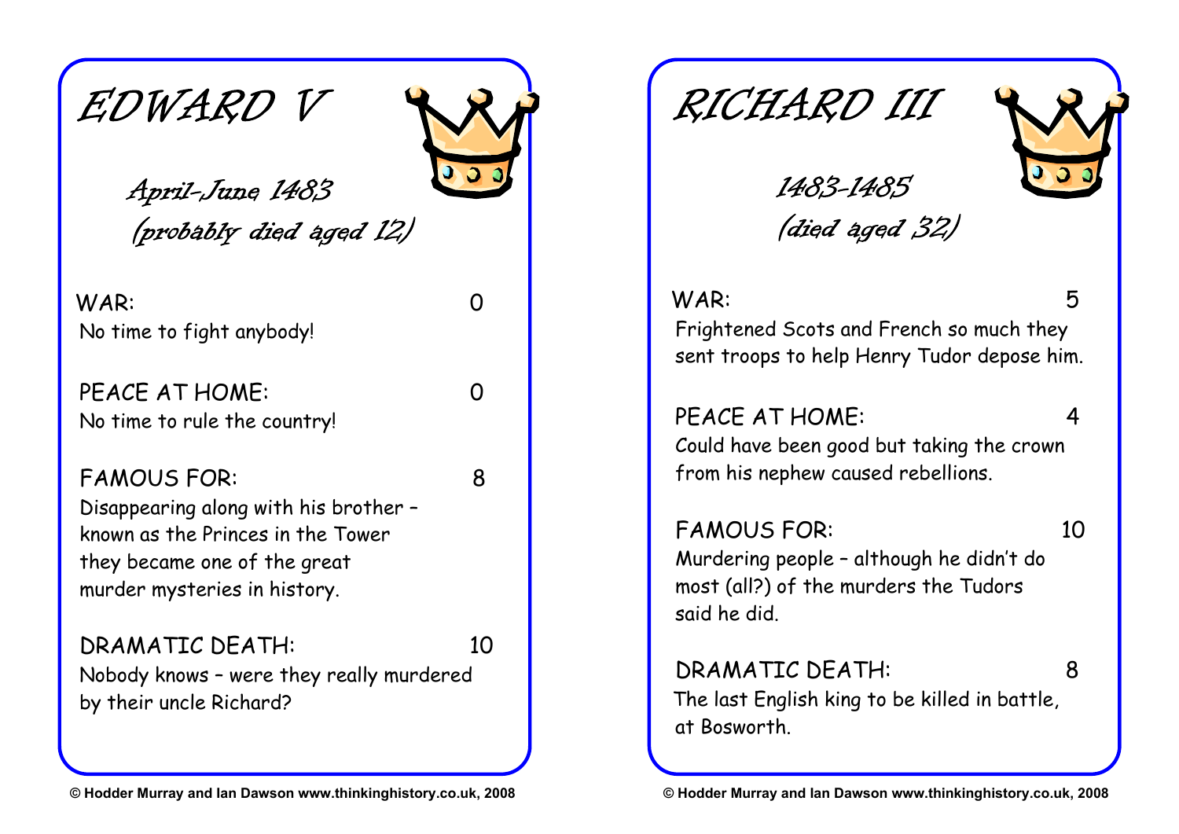## EDWARD V

*April-June 1483*
*(probably died aged 12)*

WAR: 0
No time to fight anybody!

PEACE AT HOME: 0
No time to rule the country!

FAMOUS FOR: 8
Disappearing along with his brother – known as the Princes in the Tower they became one of the great murder mysteries in history.

DRAMATIC DEATH: 10
Nobody knows – were they really murdered by their uncle Richard?

© Hodder Murray and Ian Dawson www.thinkinghistory.co.uk, 2008

## RICHARD III

*1483-1485*
*(died aged 32)*

WAR: 5
Frightened Scots and French so much they sent troops to help Henry Tudor depose him.

PEACE AT HOME: 4
Could have been good but taking the crown from his nephew caused rebellions.

FAMOUS FOR: 10
Murdering people – although he didn't do most (all?) of the murders the Tudors said he did.

DRAMATIC DEATH: 8
The last English king to be killed in battle, at Bosworth.

© Hodder Murray and Ian Dawson www.thinkinghistory.co.uk, 2008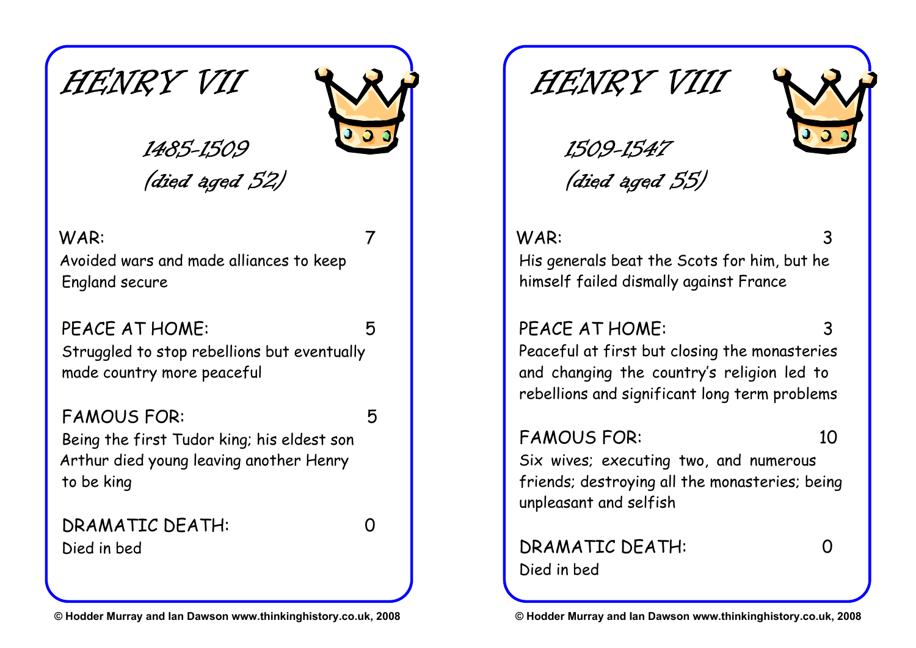# HENRY VII

1485-1509
(died aged 52)

WAR: 7
Avoided wars and made alliances to keep England secure

PEACE AT HOME: 5
Struggled to stop rebellions but eventually made country more peaceful

FAMOUS FOR: 5
Being the first Tudor king; his eldest son Arthur died young leaving another Henry to be king

DRAMATIC DEATH: 0
Died in bed

© Hodder Murray and Ian Dawson www.thinkinghistory.co.uk, 2008

# HENRY VIII

1509-1547
(died aged 55)

WAR: 3
His generals beat the Scots for him, but he himself failed dismally against France

PEACE AT HOME: 3
Peaceful at first but closing the monasteries and changing the country's religion led to rebellions and significant long term problems

FAMOUS FOR: 10
Six wives; executing two, and numerous friends; destroying all the monasteries; being unpleasant and selfish

DRAMATIC DEATH: 0
Died in bed

© Hodder Murray and Ian Dawson www.thinkinghistory.co.uk, 2008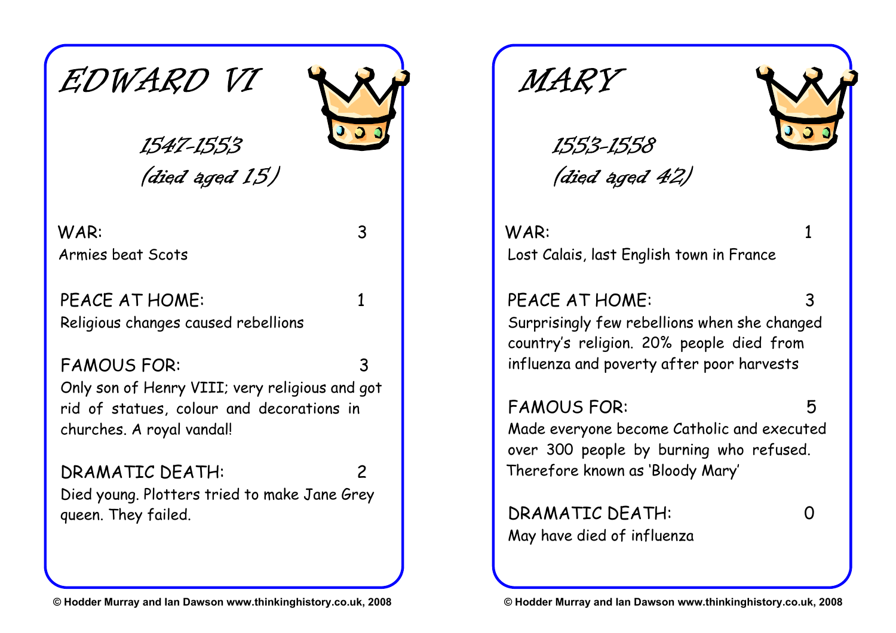# EDWARD VI

1547-1553

(died aged 15)

WAR: 3

Armies beat Scots

PEACE AT HOME: 1

Religious changes caused rebellions

FAMOUS FOR: 3

Only son of Henry VIII; very religious and got rid of statues, colour and decorations in churches. A royal vandal!

DRAMATIC DEATH: 2

Died young. Plotters tried to make Jane Grey queen. They failed.

© Hodder Murray and Ian Dawson www.thinkinghistory.co.uk, 2008

# MARY

1553-1558

(died aged 42)

WAR: 1

Lost Calais, last English town in France

PEACE AT HOME: 3

Surprisingly few rebellions when she changed country's religion. 20% people died from influenza and poverty after poor harvests

FAMOUS FOR: 5

Made everyone become Catholic and executed over 300 people by burning who refused. Therefore known as 'Bloody Mary'

DRAMATIC DEATH: 0

May have died of influenza

© Hodder Murray and Ian Dawson www.thinkinghistory.co.uk, 2008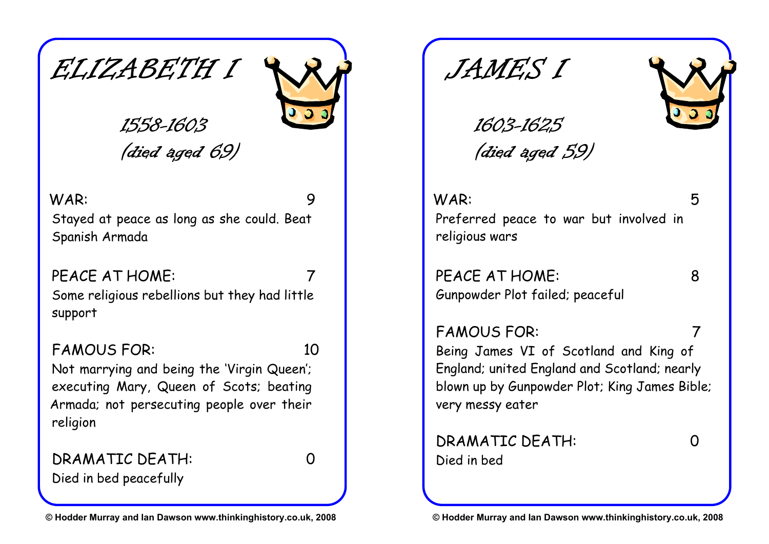# ELIZABETH I

*1558-1603*
*(died aged 69)*

WAR: 9

Stayed at peace as long as she could. Beat Spanish Armada

PEACE AT HOME: 7

Some religious rebellions but they had little support

FAMOUS FOR: 10

Not marrying and being the 'Virgin Queen'; executing Mary, Queen of Scots; beating Armada; not persecuting people over their religion

DRAMATIC DEATH: 0

Died in bed peacefully

© Hodder Murray and Ian Dawson www.thinkinghistory.co.uk, 2008

# JAMES I

*1603-1625*
*(died aged 59)*

WAR: 5

Preferred peace to war but involved in religious wars

PEACE AT HOME: 8

Gunpowder Plot failed; peaceful

FAMOUS FOR: 7

Being James VI of Scotland and King of England; united England and Scotland; nearly blown up by Gunpowder Plot; King James Bible; very messy eater

DRAMATIC DEATH: 0

Died in bed

© Hodder Murray and Ian Dawson www.thinkinghistory.co.uk, 2008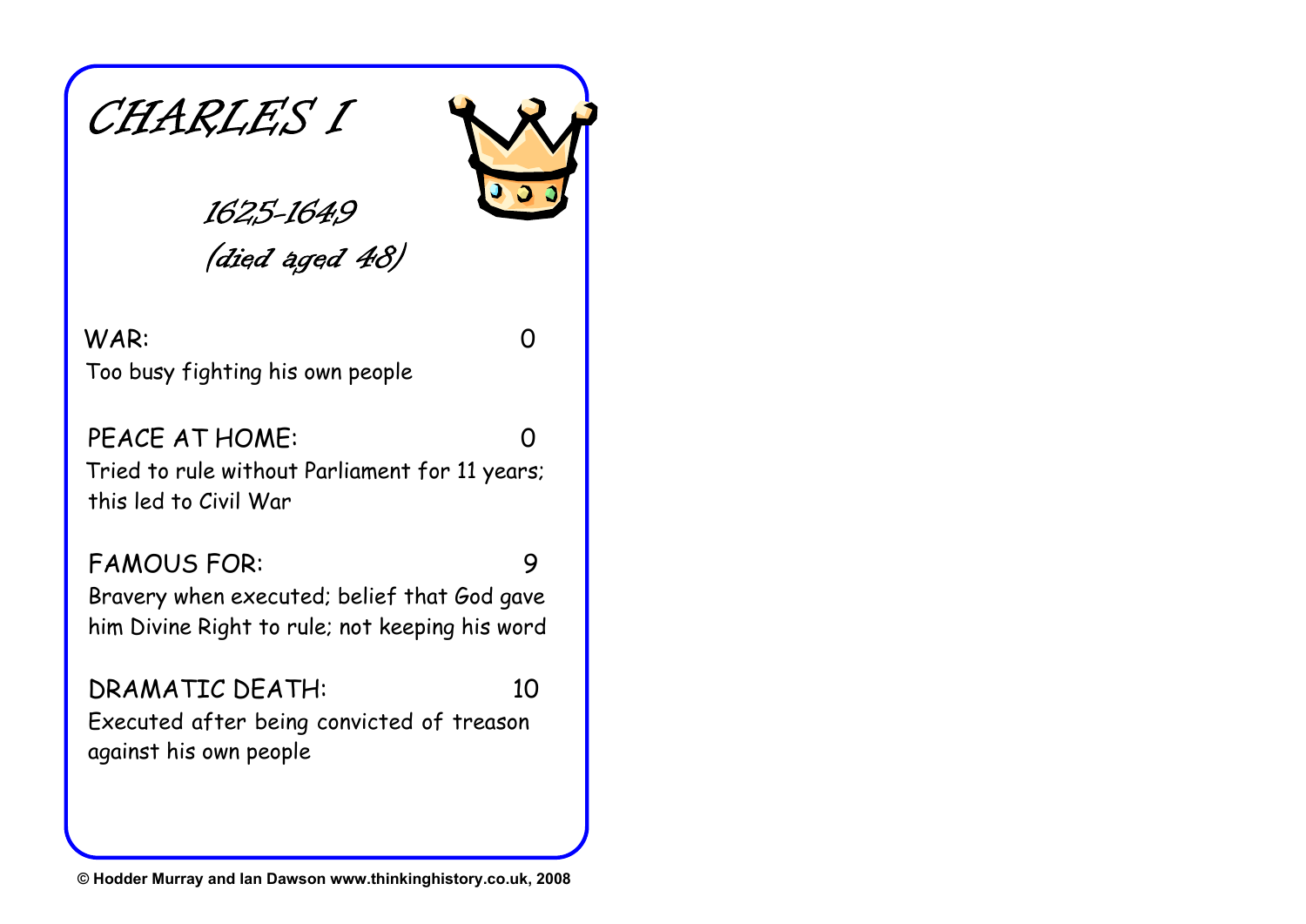# CHARLES I

*1625-1649*

*(died aged 48)*

**WAR:** 0

Too busy fighting his own people

**PEACE AT HOME:** 0

Tried to rule without Parliament for 11 years; this led to Civil War

**FAMOUS FOR:** 9

Bravery when executed; belief that God gave him Divine Right to rule; not keeping his word

**DRAMATIC DEATH:** 10

Executed after being convicted of treason against his own people

© Hodder Murray and Ian Dawson www.thinkinghistory.co.uk, 2008